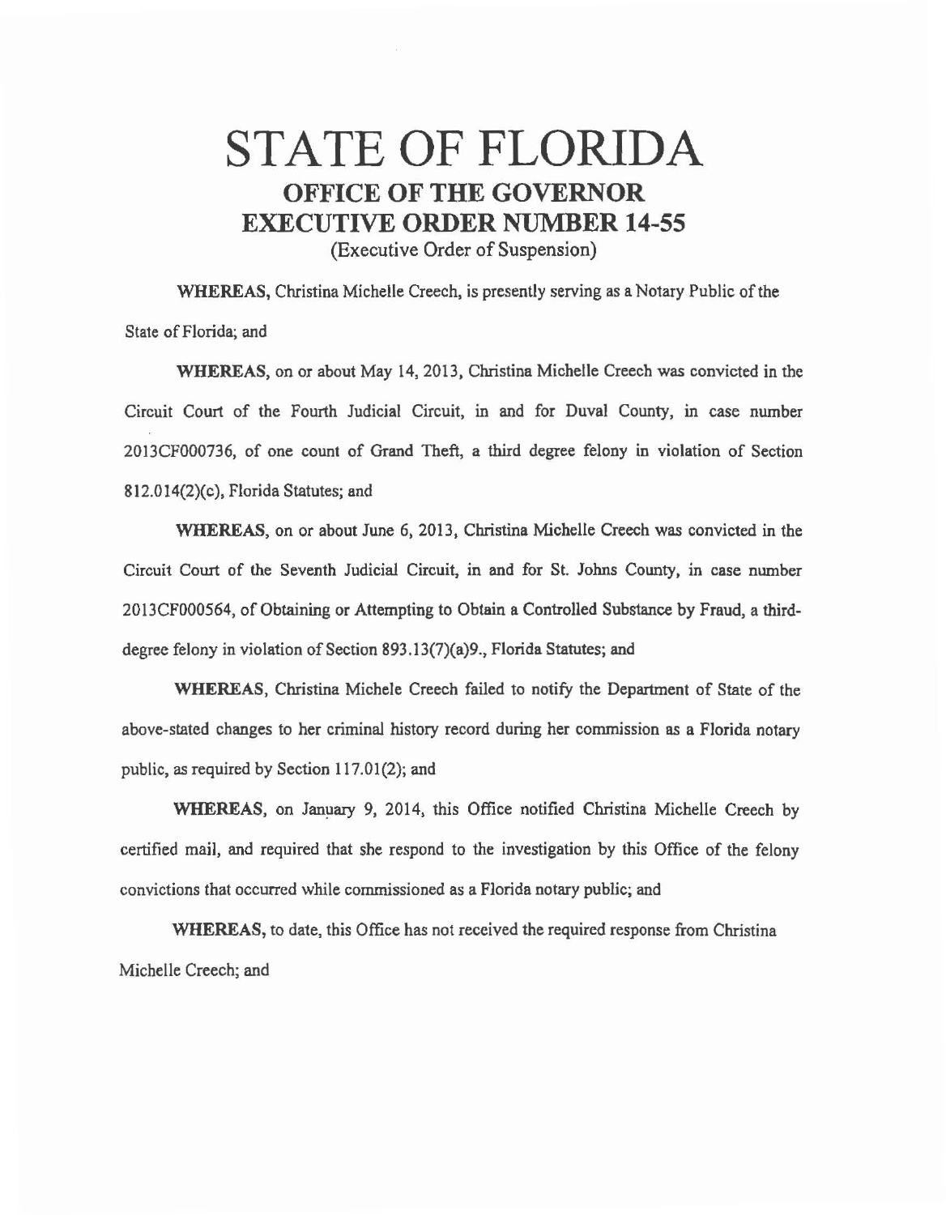# STATE OF FLORIDA

## OFFICE OF THE GOVERNOR

## EXECUTIVE ORDER NUMBER 14-55

(Executive Order of Suspension)

**WHEREAS,** Christina Michelle Creech, is presently serving as a Notary Public of the State of Florida; and

**WHEREAS,** on or about May 14, 2013, Christina Michelle Creech was convicted in the Circuit Court of the Fourth Judicial Circuit, in and for Duval County, in case number 2013CF000736, of one count of Grand Theft, a third degree felony in violation of Section 812.014(2)(c), Florida Statutes; and

**WHEREAS,** on or about June 6, 2013, Christina Michelle Creech was convicted in the Circuit Court of the Seventh Judicial Circuit, in and for St. Johns County, in case number 2013CF000564, of Obtaining or Attempting to Obtain a Controlled Substance by Fraud, a third-degree felony in violation of Section 893.13(7)(a)9., Florida Statutes; and

**WHEREAS,** Christina Michele Creech failed to notify the Department of State of the above-stated changes to her criminal history record during her commission as a Florida notary public, as required by Section 117.01(2); and

**WHEREAS,** on January 9, 2014, this Office notified Christina Michelle Creech by certified mail, and required that she respond to the investigation by this Office of the felony convictions that occurred while commissioned as a Florida notary public; and

**WHEREAS,** to date, this Office has not received the required response from Christina Michelle Creech; and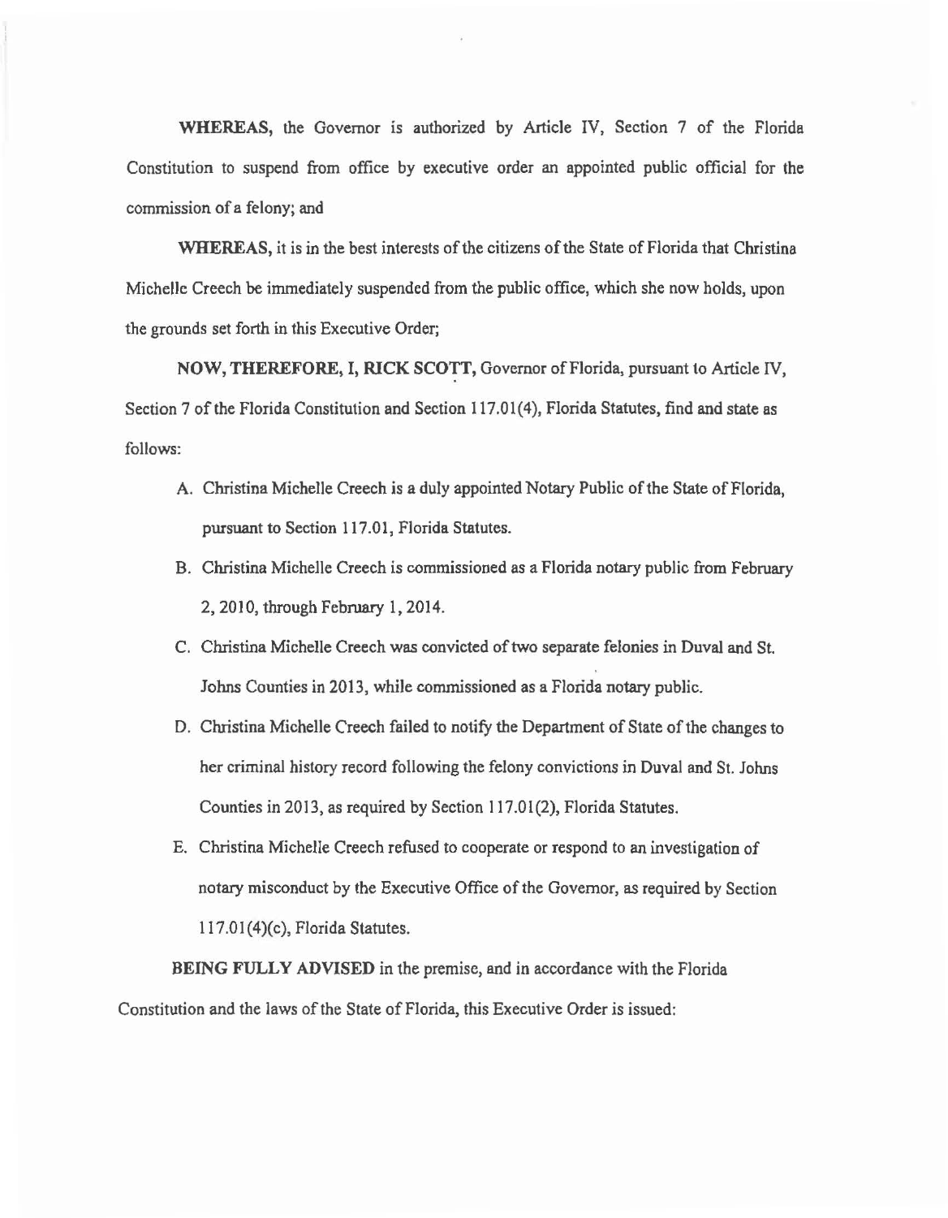**WHEREAS,** the Governor is authorized by Article IV, Section 7 of the Florida Constitution to suspend from office by executive order an appointed public official for the commission of a felony; and

**WHEREAS,** it is in the best interests of the citizens of the State of Florida that Christina Michelle Creech be immediately suspended from the public office, which she now holds, upon the grounds set forth in this Executive Order;

**NOW, THEREFORE, I, RICK SCOTT,** Governor of Florida, pursuant to Article IV, Section 7 of the Florida Constitution and Section 117.01(4), Florida Statutes, find and state as follows:

A. Christina Michelle Creech is a duly appointed Notary Public of the State of Florida, pursuant to Section 117.01, Florida Statutes.

B. Christina Michelle Creech is commissioned as a Florida notary public from February 2, 2010, through February 1, 2014.

C. Christina Michelle Creech was convicted of two separate felonies in Duval and St. Johns Counties in 2013, while commissioned as a Florida notary public.

D. Christina Michelle Creech failed to notify the Department of State of the changes to her criminal history record following the felony convictions in Duval and St. Johns Counties in 2013, as required by Section 117.01(2), Florida Statutes.

E. Christina Michelle Creech refused to cooperate or respond to an investigation of notary misconduct by the Executive Office of the Governor, as required by Section 117.01(4)(c), Florida Statutes.

**BEING FULLY ADVISED** in the premise, and in accordance with the Florida Constitution and the laws of the State of Florida, this Executive Order is issued: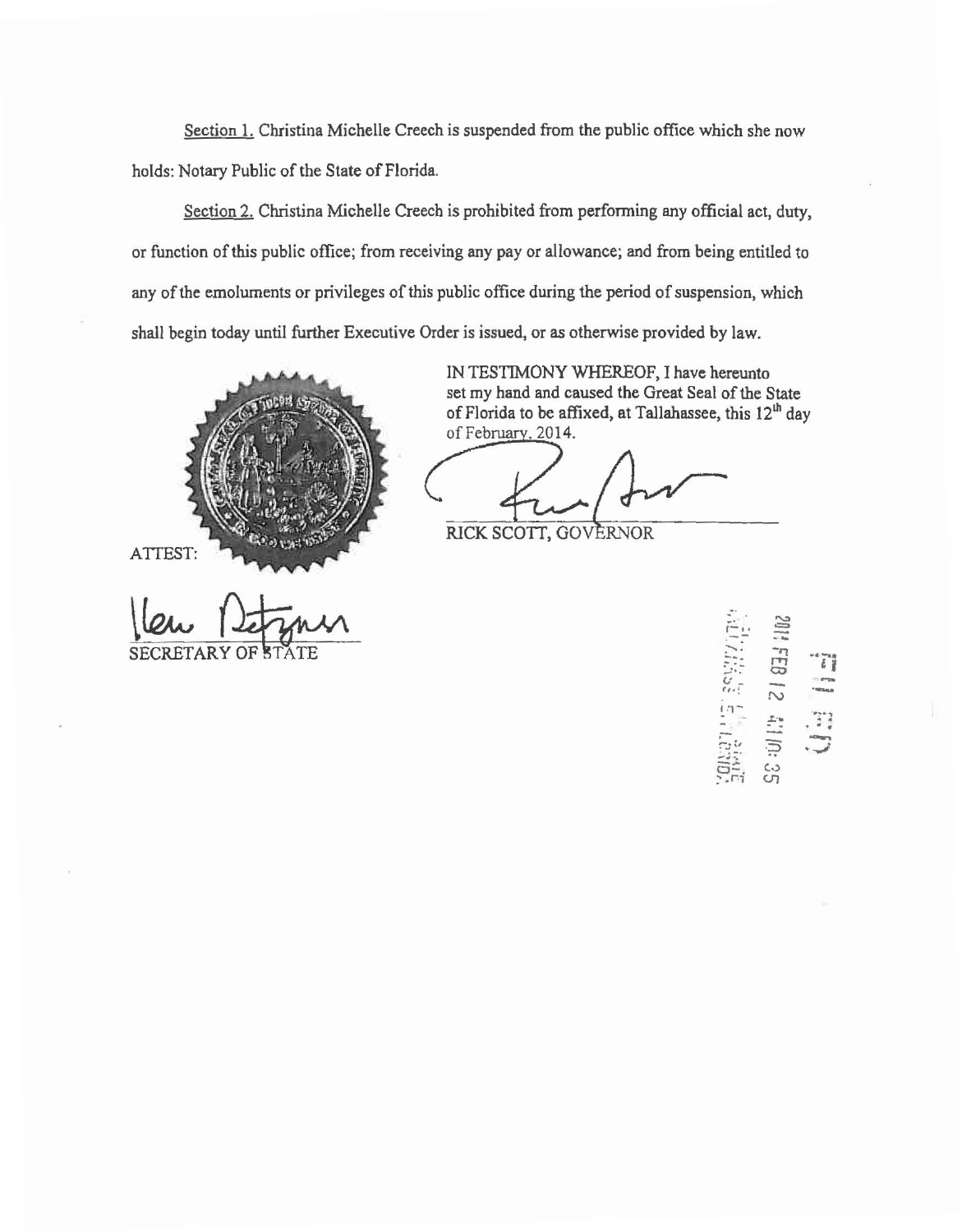Section 1. Christina Michelle Creech is suspended from the public office which she now holds: Notary Public of the State of Florida.

Section 2. Christina Michelle Creech is prohibited from performing any official act, duty, or function of this public office; from receiving any pay or allowance; and from being entitled to any of the emoluments or privileges of this public office during the period of suspension, which shall begin today until further Executive Order is issued, or as otherwise provided by law.

IN TESTIMONY WHEREOF, I have hereunto set my hand and caused the Great Seal of the State of Florida to be affixed, at Tallahassee, this 12th day of February, 2014.

RICK SCOTT, GOVERNOR

ATTEST:

SECRETARY OF STATE

FILED

2014 FEB 12 AM 10:35

SECRETARY OF STATE
TALLAHASSEE, FLORIDA